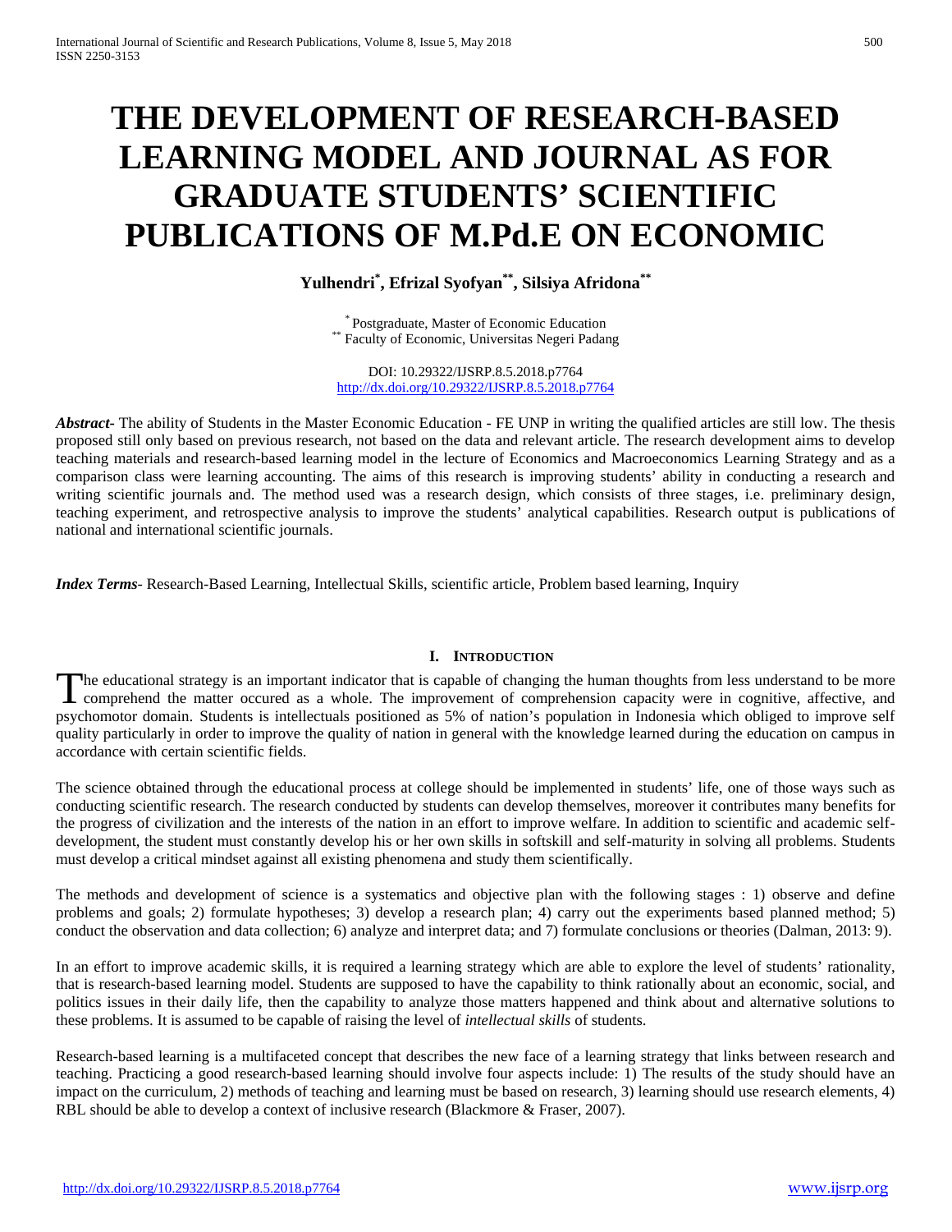# THE DEVELOPMENT OF RESEARCH-BASED LEARNING MODEL AND JOURNAL AS FOR GRADUATE STUDENTS' SCIENTIFIC PUBLICATIONS OF M.Pd.E ON ECONOMIC

**Yulhendri[*], Efrizal Syofyan[**], Silsiya Afridona[**]**

[*] Postgraduate, Master of Economic Education
[**] Faculty of Economic, Universitas Negeri Padang

DOI: 10.29322/IJSRP.8.5.2018.p7764
http://dx.doi.org/10.29322/IJSRP.8.5.2018.p7764

***Abstract*-** The ability of Students in the Master Economic Education - FE UNP in writing the qualified articles are still low. The thesis proposed still only based on previous research, not based on the data and relevant article. The research development aims to develop teaching materials and research-based learning model in the lecture of Economics and Macroeconomics Learning Strategy and as a comparison class were learning accounting. The aims of this research is improving students' ability in conducting a research and writing scientific journals and. The method used was a research design, which consists of three stages, i.e. preliminary design, teaching experiment, and retrospective analysis to improve the students' analytical capabilities. Research output is publications of national and international scientific journals.

***Index Terms*-** Research-Based Learning, Intellectual Skills, scientific article, Problem based learning, Inquiry

## I. Introduction

The educational strategy is an important indicator that is capable of changing the human thoughts from less understand to be more comprehend the matter occured as a whole. The improvement of comprehension capacity were in cognitive, affective, and psychomotor domain. Students is intellectuals positioned as 5% of nation's population in Indonesia which obliged to improve self quality particularly in order to improve the quality of nation in general with the knowledge learned during the education on campus in accordance with certain scientific fields.

The science obtained through the educational process at college should be implemented in students' life, one of those ways such as conducting scientific research. The research conducted by students can develop themselves, moreover it contributes many benefits for the progress of civilization and the interests of the nation in an effort to improve welfare. In addition to scientific and academic self-development, the student must constantly develop his or her own skills in softskill and self-maturity in solving all problems. Students must develop a critical mindset against all existing phenomena and study them scientifically.

The methods and development of science is a systematics and objective plan with the following stages : 1) observe and define problems and goals; 2) formulate hypotheses; 3) develop a research plan; 4) carry out the experiments based planned method; 5) conduct the observation and data collection; 6) analyze and interpret data; and 7) formulate conclusions or theories (Dalman, 2013: 9).

In an effort to improve academic skills, it is required a learning strategy which are able to explore the level of students' rationality, that is research-based learning model. Students are supposed to have the capability to think rationally about an economic, social, and politics issues in their daily life, then the capability to analyze those matters happened and think about and alternative solutions to these problems. It is assumed to be capable of raising the level of *intellectual skills* of students.

Research-based learning is a multifaceted concept that describes the new face of a learning strategy that links between research and teaching. Practicing a good research-based learning should involve four aspects include: 1) The results of the study should have an impact on the curriculum, 2) methods of teaching and learning must be based on research, 3) learning should use research elements, 4) RBL should be able to develop a context of inclusive research (Blackmore & Fraser, 2007).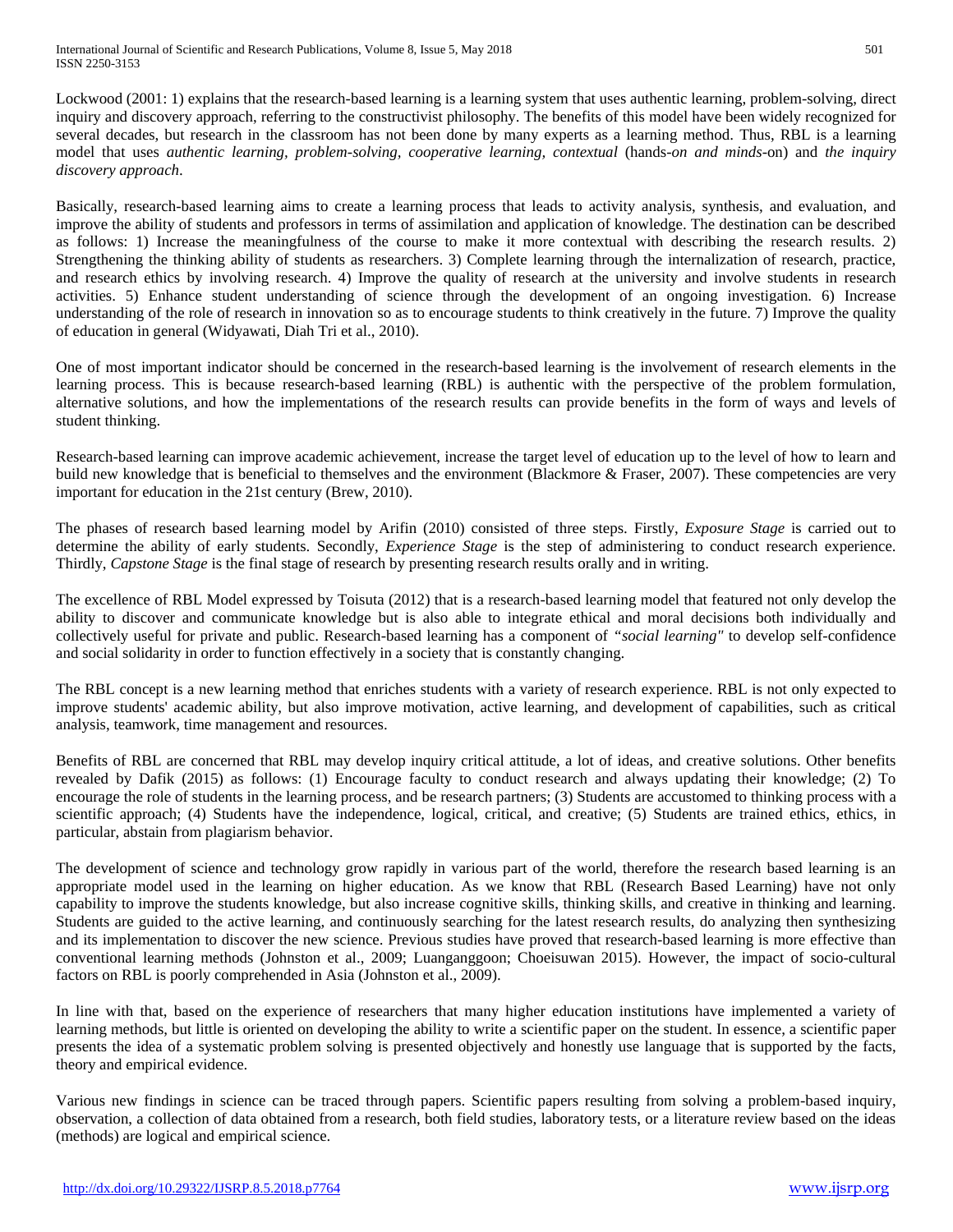Lockwood (2001: 1) explains that the research-based learning is a learning system that uses authentic learning, problem-solving, direct inquiry and discovery approach, referring to the constructivist philosophy. The benefits of this model have been widely recognized for several decades, but research in the classroom has not been done by many experts as a learning method. Thus, RBL is a learning model that uses *authentic learning, problem-solving, cooperative learning, contextual* (hands-*on and minds*-on) and *the inquiry discovery approach*.

Basically, research-based learning aims to create a learning process that leads to activity analysis, synthesis, and evaluation, and improve the ability of students and professors in terms of assimilation and application of knowledge. The destination can be described as follows: 1) Increase the meaningfulness of the course to make it more contextual with describing the research results. 2) Strengthening the thinking ability of students as researchers. 3) Complete learning through the internalization of research, practice, and research ethics by involving research. 4) Improve the quality of research at the university and involve students in research activities. 5) Enhance student understanding of science through the development of an ongoing investigation. 6) Increase understanding of the role of research in innovation so as to encourage students to think creatively in the future. 7) Improve the quality of education in general (Widyawati, Diah Tri et al., 2010).

One of most important indicator should be concerned in the research-based learning is the involvement of research elements in the learning process. This is because research-based learning (RBL) is authentic with the perspective of the problem formulation, alternative solutions, and how the implementations of the research results can provide benefits in the form of ways and levels of student thinking.

Research-based learning can improve academic achievement, increase the target level of education up to the level of how to learn and build new knowledge that is beneficial to themselves and the environment (Blackmore & Fraser, 2007). These competencies are very important for education in the 21st century (Brew, 2010).

The phases of research based learning model by Arifin (2010) consisted of three steps. Firstly, *Exposure Stage* is carried out to determine the ability of early students. Secondly, *Experience Stage* is the step of administering to conduct research experience. Thirdly, *Capstone Stage* is the final stage of research by presenting research results orally and in writing.

The excellence of RBL Model expressed by Toisuta (2012) that is a research-based learning model that featured not only develop the ability to discover and communicate knowledge but is also able to integrate ethical and moral decisions both individually and collectively useful for private and public. Research-based learning has a component of *"social learning"* to develop self-confidence and social solidarity in order to function effectively in a society that is constantly changing.

The RBL concept is a new learning method that enriches students with a variety of research experience. RBL is not only expected to improve students' academic ability, but also improve motivation, active learning, and development of capabilities, such as critical analysis, teamwork, time management and resources.

Benefits of RBL are concerned that RBL may develop inquiry critical attitude, a lot of ideas, and creative solutions. Other benefits revealed by Dafik (2015) as follows: (1) Encourage faculty to conduct research and always updating their knowledge; (2) To encourage the role of students in the learning process, and be research partners; (3) Students are accustomed to thinking process with a scientific approach; (4) Students have the independence, logical, critical, and creative; (5) Students are trained ethics, ethics, in particular, abstain from plagiarism behavior.

The development of science and technology grow rapidly in various part of the world, therefore the research based learning is an appropriate model used in the learning on higher education. As we know that RBL (Research Based Learning) have not only capability to improve the students knowledge, but also increase cognitive skills, thinking skills, and creative in thinking and learning. Students are guided to the active learning, and continuously searching for the latest research results, do analyzing then synthesizing and its implementation to discover the new science. Previous studies have proved that research-based learning is more effective than conventional learning methods (Johnston et al., 2009; Luanganggoon; Choeisuwan 2015). However, the impact of socio-cultural factors on RBL is poorly comprehended in Asia (Johnston et al., 2009).

In line with that, based on the experience of researchers that many higher education institutions have implemented a variety of learning methods, but little is oriented on developing the ability to write a scientific paper on the student. In essence, a scientific paper presents the idea of a systematic problem solving is presented objectively and honestly use language that is supported by the facts, theory and empirical evidence.

Various new findings in science can be traced through papers. Scientific papers resulting from solving a problem-based inquiry, observation, a collection of data obtained from a research, both field studies, laboratory tests, or a literature review based on the ideas (methods) are logical and empirical science.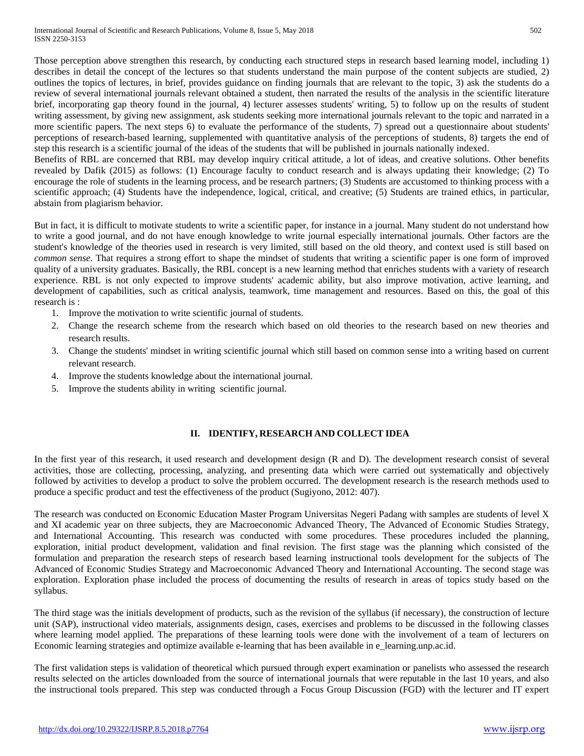Those perception above strengthen this research, by conducting each structured steps in research based learning model, including 1) describes in detail the concept of the lectures so that students understand the main purpose of the content subjects are studied, 2) outlines the topics of lectures, in brief, provides guidance on finding journals that are relevant to the topic, 3) ask the students do a review of several international journals relevant obtained a student, then narrated the results of the analysis in the scientific literature brief, incorporating gap theory found in the journal, 4) lecturer assesses students' writing, 5) to follow up on the results of student writing assessment, by giving new assignment, ask students seeking more international journals relevant to the topic and narrated in a more scientific papers. The next steps 6) to evaluate the performance of the students, 7) spread out a questionnaire about students' perceptions of research-based learning, supplemented with quantitative analysis of the perceptions of students, 8) targets the end of step this research is a scientific journal of the ideas of the students that will be published in journals nationally indexed.
Benefits of RBL are concerned that RBL may develop inquiry critical attitude, a lot of ideas, and creative solutions. Other benefits revealed by Dafik (2015) as follows: (1) Encourage faculty to conduct research and is always updating their knowledge; (2) To encourage the role of students in the learning process, and be research partners; (3) Students are accustomed to thinking process with a scientific approach; (4) Students have the independence, logical, critical, and creative; (5) Students are trained ethics, in particular, abstain from plagiarism behavior.

But in fact, it is difficult to motivate students to write a scientific paper, for instance in a journal. Many student do not understand how to write a good journal, and do not have enough knowledge to write journal especially international journals. Other factors are the student's knowledge of the theories used in research is very limited, still based on the old theory, and context used is still based on *common sense*. That requires a strong effort to shape the mindset of students that writing a scientific paper is one form of improved quality of a university graduates. Basically, the RBL concept is a new learning method that enriches students with a variety of research experience. RBL is not only expected to improve students' academic ability, but also improve motivation, active learning, and development of capabilities, such as critical analysis, teamwork, time management and resources. Based on this, the goal of this research is :

1. Improve the motivation to write scientific journal of students.
2. Change the research scheme from the research which based on old theories to the research based on new theories and research results.
3. Change the students' mindset in writing scientific journal which still based on common sense into a writing based on current relevant research.
4. Improve the students knowledge about the international journal.
5. Improve the students ability in writing scientific journal.

## II. IDENTIFY, RESEARCH AND COLLECT IDEA

In the first year of this research, it used research and development design (R and D). The development research consist of several activities, those are collecting, processing, analyzing, and presenting data which were carried out systematically and objectively followed by activities to develop a product to solve the problem occurred. The development research is the research methods used to produce a specific product and test the effectiveness of the product (Sugiyono, 2012: 407).

The research was conducted on Economic Education Master Program Universitas Negeri Padang with samples are students of level X and XI academic year on three subjects, they are Macroeconomic Advanced Theory, The Advanced of Economic Studies Strategy, and International Accounting. This research was conducted with some procedures. These procedures included the planning, exploration, initial product development, validation and final revision. The first stage was the planning which consisted of the formulation and preparation the research steps of research based learning instructional tools development for the subjects of The Advanced of Economic Studies Strategy and Macroeconomic Advanced Theory and International Accounting. The second stage was exploration. Exploration phase included the process of documenting the results of research in areas of topics study based on the syllabus.

The third stage was the initials development of products, such as the revision of the syllabus (if necessary), the construction of lecture unit (SAP), instructional video materials, assignments design, cases, exercises and problems to be discussed in the following classes where learning model applied. The preparations of these learning tools were done with the involvement of a team of lecturers on Economic learning strategies and optimize available e-learning that has been available in e_learning.unp.ac.id.

The first validation steps is validation of theoretical which pursued through expert examination or panelists who assessed the research results selected on the articles downloaded from the source of international journals that were reputable in the last 10 years, and also the instructional tools prepared. This step was conducted through a Focus Group Discussion (FGD) with the lecturer and IT expert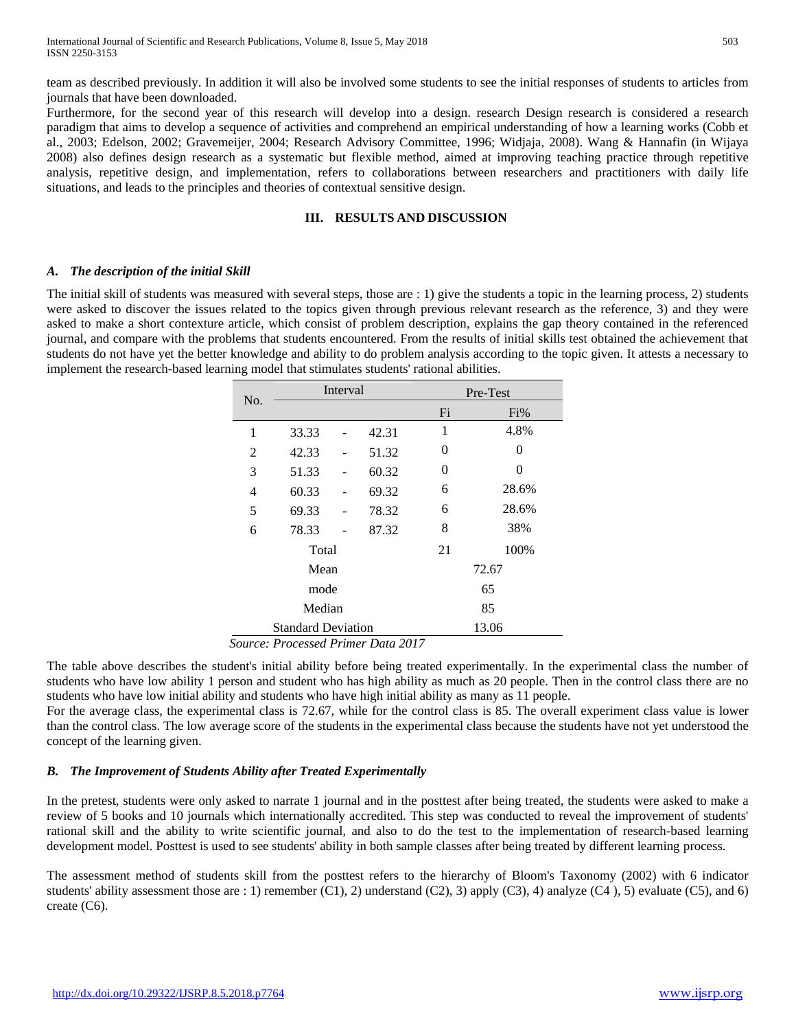team as described previously. In addition it will also be involved some students to see the initial responses of students to articles from journals that have been downloaded.

Furthermore, for the second year of this research will develop into a design. research Design research is considered a research paradigm that aims to develop a sequence of activities and comprehend an empirical understanding of how a learning works (Cobb et al., 2003; Edelson, 2002; Gravemeijer, 2004; Research Advisory Committee, 1996; Widjaja, 2008). Wang & Hannafin (in Wijaya 2008) also defines design research as a systematic but flexible method, aimed at improving teaching practice through repetitive analysis, repetitive design, and implementation, refers to collaborations between researchers and practitioners with daily life situations, and leads to the principles and theories of contextual sensitive design.

## III. RESULTS AND DISCUSSION

### *A. The description of the initial Skill*

The initial skill of students was measured with several steps, those are : 1) give the students a topic in the learning process, 2) students were asked to discover the issues related to the topics given through previous relevant research as the reference, 3) and they were asked to make a short contexture article, which consist of problem description, explains the gap theory contained in the referenced journal, and compare with the problems that students encountered. From the results of initial skills test obtained the achievement that students do not have yet the better knowledge and ability to do problem analysis according to the topic given. It attests a necessary to implement the research-based learning model that stimulates students' rational abilities.

| No. | Interval | Pre-Test | |
|---|---|---|---|
| | | Fi | Fi% |
| 1 | 33.33 - 42.31 | 1 | 4.8% |
| 2 | 42.33 - 51.32 | 0 | 0 |
| 3 | 51.33 - 60.32 | 0 | 0 |
| 4 | 60.33 - 69.32 | 6 | 28.6% |
| 5 | 69.33 - 78.32 | 6 | 28.6% |
| 6 | 78.33 - 87.32 | 8 | 38% |
| | Total | 21 | 100% |
| | Mean | 72.67 | |
| | mode | 65 | |
| | Median | 85 | |
| | Standard Deviation | 13.06 | |

*Source: Processed Primer Data 2017*

The table above describes the student's initial ability before being treated experimentally. In the experimental class the number of students who have low ability 1 person and student who has high ability as much as 20 people. Then in the control class there are no students who have low initial ability and students who have high initial ability as many as 11 people.

For the average class, the experimental class is 72.67, while for the control class is 85. The overall experiment class value is lower than the control class. The low average score of the students in the experimental class because the students have not yet understood the concept of the learning given.

### *B. The Improvement of Students Ability after Treated Experimentally*

In the pretest, students were only asked to narrate 1 journal and in the posttest after being treated, the students were asked to make a review of 5 books and 10 journals which internationally accredited. This step was conducted to reveal the improvement of students' rational skill and the ability to write scientific journal, and also to do the test to the implementation of research-based learning development model. Posttest is used to see students' ability in both sample classes after being treated by different learning process.

The assessment method of students skill from the posttest refers to the hierarchy of Bloom's Taxonomy (2002) with 6 indicator students' ability assessment those are : 1) remember (C1), 2) understand (C2), 3) apply (C3), 4) analyze (C4 ), 5) evaluate (C5), and 6) create (C6).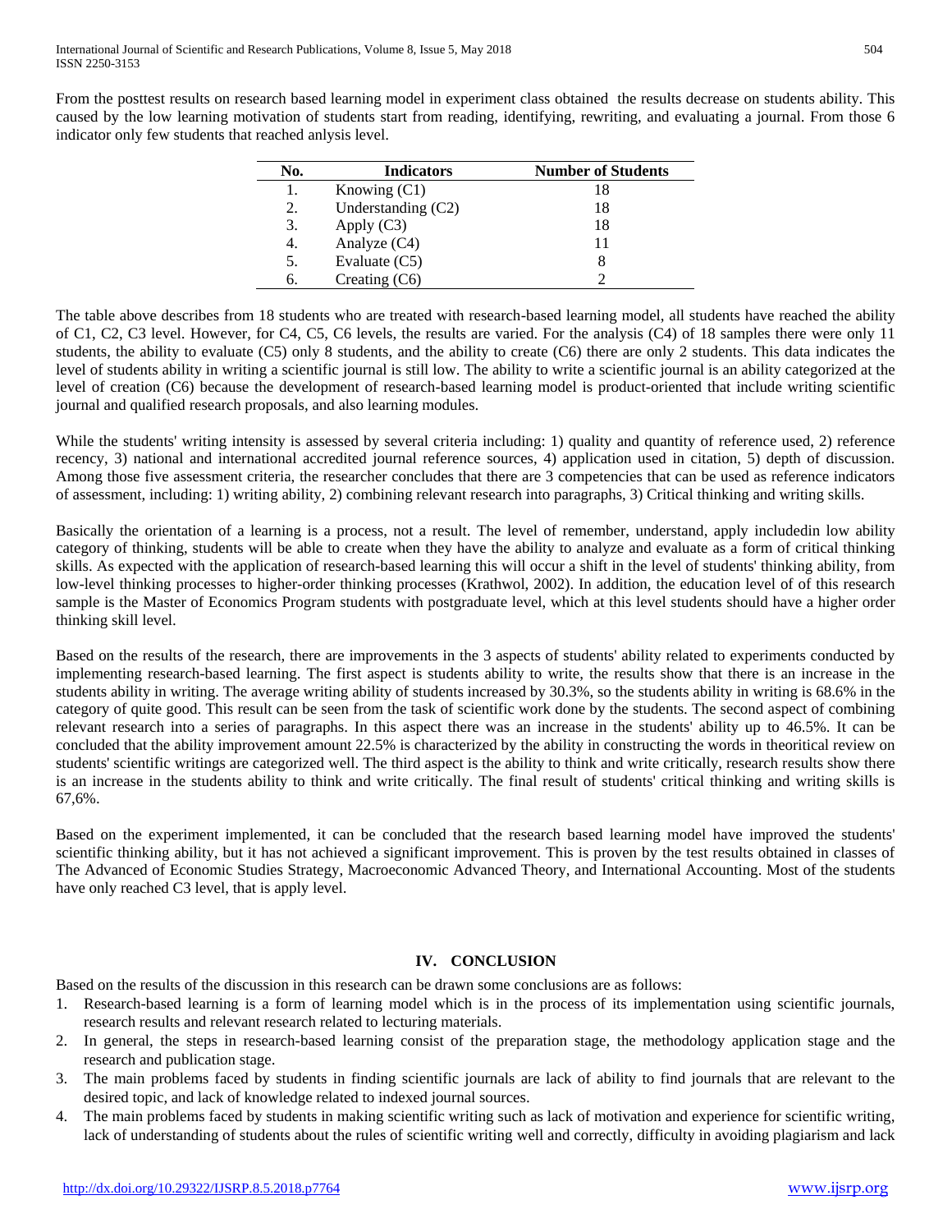From the posttest results on research based learning model in experiment class obtained the results decrease on students ability. This caused by the low learning motivation of students start from reading, identifying, rewriting, and evaluating a journal. From those 6 indicator only few students that reached anlysis level.

| No. | Indicators | Number of Students |
|---|---|---|
| 1. | Knowing (C1) | 18 |
| 2. | Understanding (C2) | 18 |
| 3. | Apply (C3) | 18 |
| 4. | Analyze (C4) | 11 |
| 5. | Evaluate (C5) | 8 |
| 6. | Creating (C6) | 2 |

The table above describes from 18 students who are treated with research-based learning model, all students have reached the ability of C1, C2, C3 level. However, for C4, C5, C6 levels, the results are varied. For the analysis (C4) of 18 samples there were only 11 students, the ability to evaluate (C5) only 8 students, and the ability to create (C6) there are only 2 students. This data indicates the level of students ability in writing a scientific journal is still low. The ability to write a scientific journal is an ability categorized at the level of creation (C6) because the development of research-based learning model is product-oriented that include writing scientific journal and qualified research proposals, and also learning modules.

While the students' writing intensity is assessed by several criteria including: 1) quality and quantity of reference used, 2) reference recency, 3) national and international accredited journal reference sources, 4) application used in citation, 5) depth of discussion. Among those five assessment criteria, the researcher concludes that there are 3 competencies that can be used as reference indicators of assessment, including: 1) writing ability, 2) combining relevant research into paragraphs, 3) Critical thinking and writing skills.

Basically the orientation of a learning is a process, not a result. The level of remember, understand, apply includedin low ability category of thinking, students will be able to create when they have the ability to analyze and evaluate as a form of critical thinking skills. As expected with the application of research-based learning this will occur a shift in the level of students' thinking ability, from low-level thinking processes to higher-order thinking processes (Krathwol, 2002). In addition, the education level of of this research sample is the Master of Economics Program students with postgraduate level, which at this level students should have a higher order thinking skill level.

Based on the results of the research, there are improvements in the 3 aspects of students' ability related to experiments conducted by implementing research-based learning. The first aspect is students ability to write, the results show that there is an increase in the students ability in writing. The average writing ability of students increased by 30.3%, so the students ability in writing is 68.6% in the category of quite good. This result can be seen from the task of scientific work done by the students. The second aspect of combining relevant research into a series of paragraphs. In this aspect there was an increase in the students' ability up to 46.5%. It can be concluded that the ability improvement amount 22.5% is characterized by the ability in constructing the words in theoritical review on students' scientific writings are categorized well. The third aspect is the ability to think and write critically, research results show there is an increase in the students ability to think and write critically. The final result of students' critical thinking and writing skills is 67,6%.

Based on the experiment implemented, it can be concluded that the research based learning model have improved the students' scientific thinking ability, but it has not achieved a significant improvement. This is proven by the test results obtained in classes of The Advanced of Economic Studies Strategy, Macroeconomic Advanced Theory, and International Accounting. Most of the students have only reached C3 level, that is apply level.

## IV. CONCLUSION

Based on the results of the discussion in this research can be drawn some conclusions are as follows:

1. Research-based learning is a form of learning model which is in the process of its implementation using scientific journals, research results and relevant research related to lecturing materials.
2. In general, the steps in research-based learning consist of the preparation stage, the methodology application stage and the research and publication stage.
3. The main problems faced by students in finding scientific journals are lack of ability to find journals that are relevant to the desired topic, and lack of knowledge related to indexed journal sources.
4. The main problems faced by students in making scientific writing such as lack of motivation and experience for scientific writing, lack of understanding of students about the rules of scientific writing well and correctly, difficulty in avoiding plagiarism and lack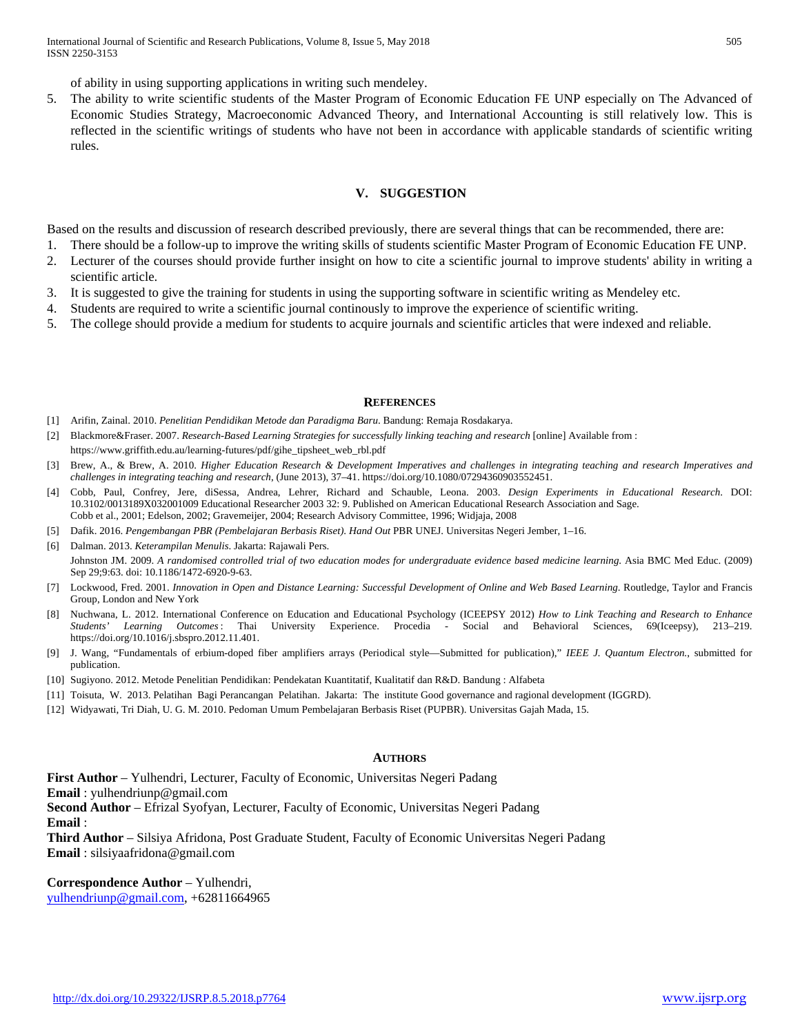of ability in using supporting applications in writing such mendeley.

5. The ability to write scientific students of the Master Program of Economic Education FE UNP especially on The Advanced of Economic Studies Strategy, Macroeconomic Advanced Theory, and International Accounting is still relatively low. This is reflected in the scientific writings of students who have not been in accordance with applicable standards of scientific writing rules.

## V. SUGGESTION

Based on the results and discussion of research described previously, there are several things that can be recommended, there are:

1. There should be a follow-up to improve the writing skills of students scientific Master Program of Economic Education FE UNP.
2. Lecturer of the courses should provide further insight on how to cite a scientific journal to improve students' ability in writing a scientific article.
3. It is suggested to give the training for students in using the supporting software in scientific writing as Mendeley etc.
4. Students are required to write a scientific journal continously to improve the experience of scientific writing.
5. The college should provide a medium for students to acquire journals and scientific articles that were indexed and reliable.

## REFERENCES

[1] Arifin, Zainal. 2010. *Penelitian Pendidikan Metode dan Paradigma Baru.* Bandung: Remaja Rosdakarya.

[2] Blackmore&Fraser. 2007. *Research-Based Learning Strategies for successfully linking teaching and research* [online] Available from : https://www.griffith.edu.au/learning-futures/pdf/gihe_tipsheet_web_rbl.pdf

[3] Brew, A., & Brew, A. 2010. *Higher Education Research & Development Imperatives and challenges in integrating teaching and research Imperatives and challenges in integrating teaching and research*, (June 2013), 37–41. https://doi.org/10.1080/07294360903552451.

[4] Cobb, Paul, Confrey, Jere, diSessa, Andrea, Lehrer, Richard and Schauble, Leona. 2003. *Design Experiments in Educational Research*. DOI: 10.3102/0013189X032001009 Educational Researcher 2003 32: 9. Published on American Educational Research Association and Sage.
Cobb et al., 2001; Edelson, 2002; Gravemeijer, 2004; Research Advisory Committee, 1996; Widjaja, 2008

[5] Dafik. 2016. *Pengembangan PBR (Pembelajaran Berbasis Riset). Hand Out* PBR UNEJ. Universitas Negeri Jember, 1–16.

[6] Dalman. 2013. *Keterampilan Menulis*. Jakarta: Rajawali Pers.
Johnston JM. 2009. *A randomised controlled trial of two education modes for undergraduate evidence based medicine learning.* Asia BMC Med Educ. (2009) Sep 29;9:63. doi: 10.1186/1472-6920-9-63.

[7] Lockwood, Fred. 2001. *Innovation in Open and Distance Learning: Successful Development of Online and Web Based Learning.* Routledge, Taylor and Francis Group, London and New York

[8] Nuchwana, L. 2012. International Conference on Education and Educational Psychology (ICEEPSY 2012) *How to Link Teaching and Research to Enhance Students' Learning Outcomes*: Thai University Experience. Procedia - Social and Behavioral Sciences, 69(Iceepsy), 213–219. https://doi.org/10.1016/j.sbspro.2012.11.401.

[9] J. Wang, "Fundamentals of erbium-doped fiber amplifiers arrays (Periodical style—Submitted for publication)," *IEEE J. Quantum Electron.*, submitted for publication.

[10] Sugiyono. 2012. Metode Penelitian Pendidikan: Pendekatan Kuantitatif, Kualitatif dan R&D. Bandung : Alfabeta

[11] Toisuta, W. 2013. Pelatihan Bagi Perancangan Pelatihan. Jakarta: The institute Good governance and ragional development (IGGRD).

[12] Widyawati, Tri Diah, U. G. M. 2010. Pedoman Umum Pembelajaran Berbasis Riset (PUPBR). Universitas Gajah Mada, 15.

## AUTHORS

**First Author** – Yulhendri, Lecturer, Faculty of Economic, Universitas Negeri Padang
**Email** : yulhendriunp@gmail.com
**Second Author** – Efrizal Syofyan, Lecturer, Faculty of Economic, Universitas Negeri Padang
**Email** :
**Third Author** – Silsiya Afridona, Post Graduate Student, Faculty of Economic Universitas Negeri Padang
**Email** : silsiyaafridona@gmail.com

**Correspondence Author** – Yulhendri,
yulhendriunp@gmail.com, +62811664965